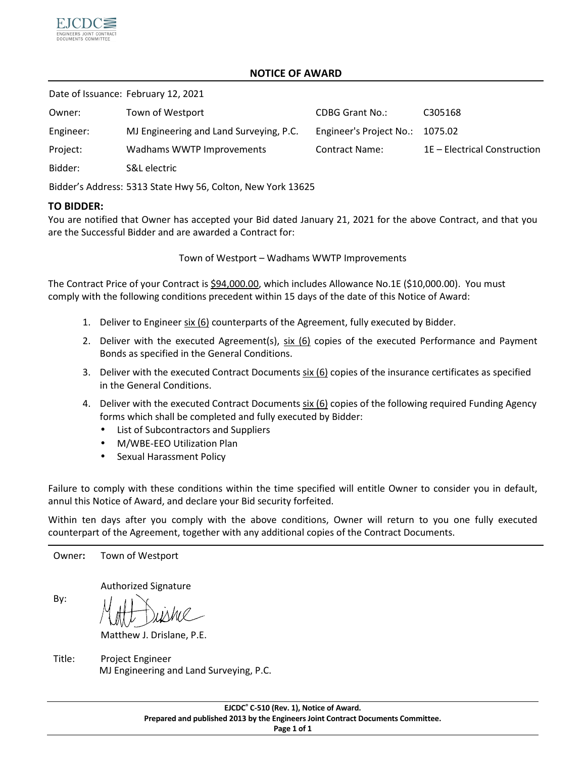EJCDC
ENGINEERS JOINT CONTRACT DOCUMENTS COMMITTEE

# NOTICE OF AWARD

| | | | |
|---|---|---|---|
| Date of Issuance: | February 12, 2021 | | |
| Owner: | Town of Westport | CDBG Grant No.: | C305168 |
| Engineer: | MJ Engineering and Land Surveying, P.C. | Engineer's Project No.: | 1075.02 |
| Project: | Wadhams WWTP Improvements | Contract Name: | 1E – Electrical Construction |
| Bidder: | S&L electric | | |
| Bidder's Address: | 5313 State Hwy 56, Colton, New York 13625 | | |

**TO BIDDER:**

You are notified that Owner has accepted your Bid dated January 21, 2021 for the above Contract, and that you are the Successful Bidder and are awarded a Contract for:

Town of Westport – Wadhams WWTP Improvements

The Contract Price of your Contract is $94,000.00, which includes Allowance No.1E ($10,000.00). You must comply with the following conditions precedent within 15 days of the date of this Notice of Award:

1. Deliver to Engineer six (6) counterparts of the Agreement, fully executed by Bidder.
2. Deliver with the executed Agreement(s), six (6) copies of the executed Performance and Payment Bonds as specified in the General Conditions.
3. Deliver with the executed Contract Documents six (6) copies of the insurance certificates as specified in the General Conditions.
4. Deliver with the executed Contract Documents six (6) copies of the following required Funding Agency forms which shall be completed and fully executed by Bidder:
   - List of Subcontractors and Suppliers
   - M/WBE-EEO Utilization Plan
   - Sexual Harassment Policy

Failure to comply with these conditions within the time specified will entitle Owner to consider you in default, annul this Notice of Award, and declare your Bid security forfeited.

Within ten days after you comply with the above conditions, Owner will return to you one fully executed counterpart of the Agreement, together with any additional copies of the Contract Documents.

Owner: Town of Westport

By: Authorized Signature

Matthew J. Drislane, P.E.

Title: Project Engineer
MJ Engineering and Land Surveying, P.C.

EJCDC® C-510 (Rev. 1), Notice of Award.
Prepared and published 2013 by the Engineers Joint Contract Documents Committee.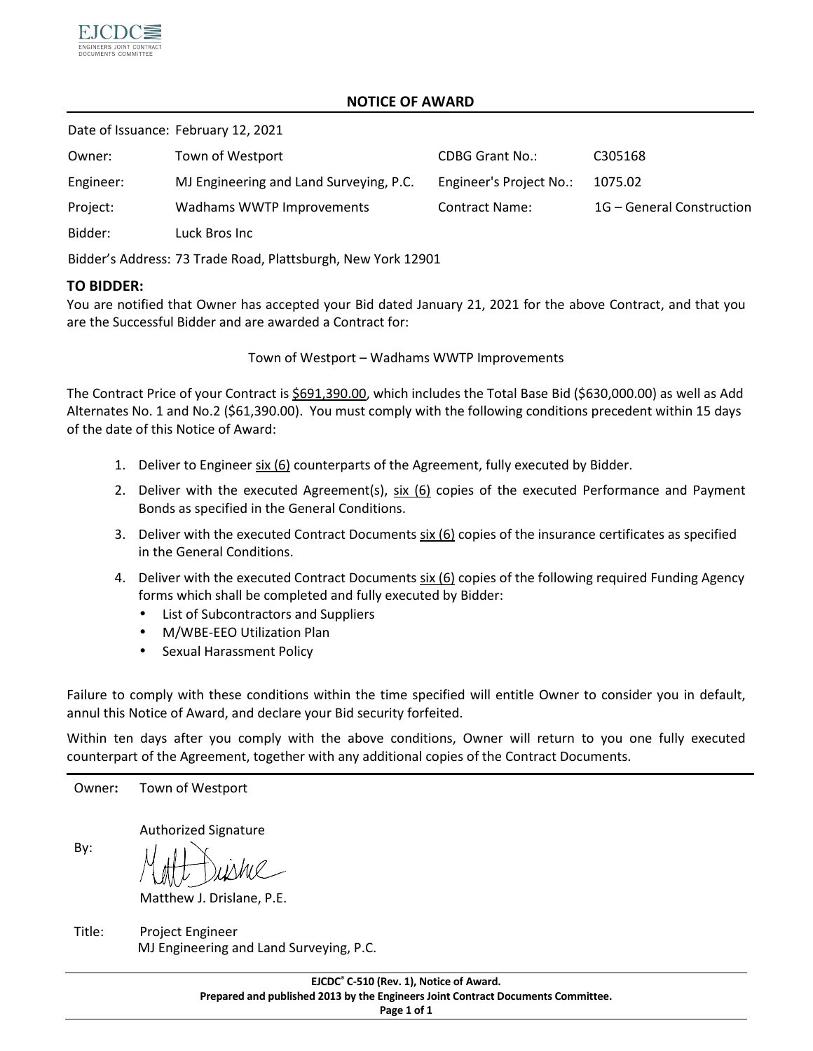EJCDC
ENGINEERS JOINT CONTRACT DOCUMENTS COMMITTEE

## NOTICE OF AWARD

Date of Issuance: February 12, 2021

| | | | |
|---|---|---|---|
| Owner: | Town of Westport | CDBG Grant No.: | C305168 |
| Engineer: | MJ Engineering and Land Surveying, P.C. | Engineer's Project No.: | 1075.02 |
| Project: | Wadhams WWTP Improvements | Contract Name: | 1G – General Construction |
| Bidder: | Luck Bros Inc | | |

Bidder's Address: 73 Trade Road, Plattsburgh, New York 12901

**TO BIDDER:**

You are notified that Owner has accepted your Bid dated January 21, 2021 for the above Contract, and that you are the Successful Bidder and are awarded a Contract for:

Town of Westport – Wadhams WWTP Improvements

The Contract Price of your Contract is $691,390.00, which includes the Total Base Bid ($630,000.00) as well as Add Alternates No. 1 and No.2 ($61,390.00). You must comply with the following conditions precedent within 15 days of the date of this Notice of Award:

1. Deliver to Engineer six (6) counterparts of the Agreement, fully executed by Bidder.
2. Deliver with the executed Agreement(s), six (6) copies of the executed Performance and Payment Bonds as specified in the General Conditions.
3. Deliver with the executed Contract Documents six (6) copies of the insurance certificates as specified in the General Conditions.
4. Deliver with the executed Contract Documents six (6) copies of the following required Funding Agency forms which shall be completed and fully executed by Bidder:
   - List of Subcontractors and Suppliers
   - M/WBE-EEO Utilization Plan
   - Sexual Harassment Policy

Failure to comply with these conditions within the time specified will entitle Owner to consider you in default, annul this Notice of Award, and declare your Bid security forfeited.

Within ten days after you comply with the above conditions, Owner will return to you one fully executed counterpart of the Agreement, together with any additional copies of the Contract Documents.

Owner: Town of Westport

By: Authorized Signature

Matthew J. Drislane, P.E.

Title: Project Engineer
MJ Engineering and Land Surveying, P.C.

EJCDC® C-510 (Rev. 1), Notice of Award.
Prepared and published 2013 by the Engineers Joint Contract Documents Committee.